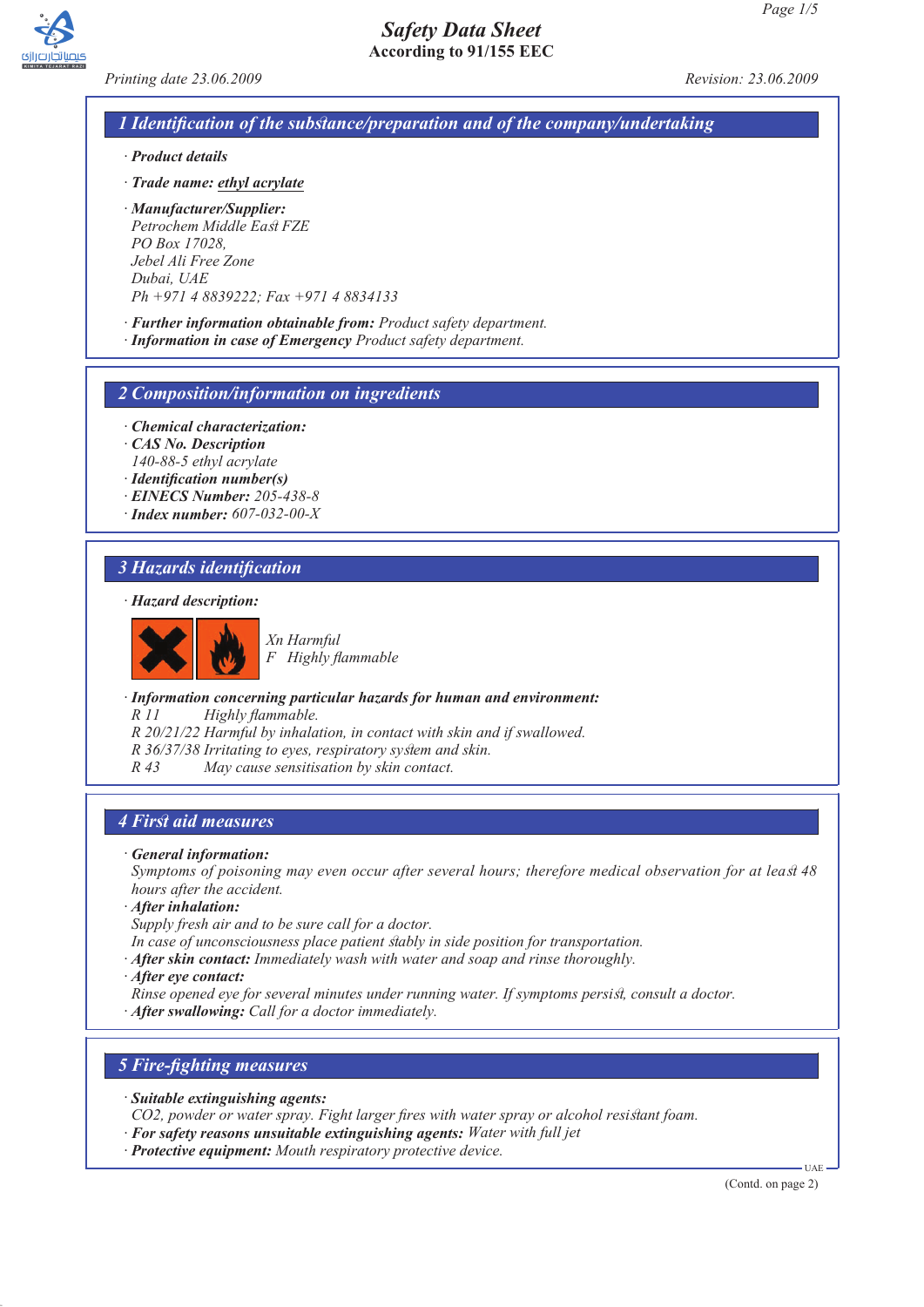# Safety Data Sheet
**According to 91/155 EEC**

*Printing date 23.06.2009* *Revision: 23.06.2009*

## 1 Identification of the substance/preparation and of the company/undertaking

· ***Product details***

· ***Trade name:*** *ethyl acrylate*

· ***Manufacturer/Supplier:***
*Petrochem Middle East FZE*
*PO Box 17028,*
*Jebel Ali Free Zone*
*Dubai, UAE*
*Ph +971 4 8839222; Fax +971 4 8834133*

· ***Further information obtainable from:*** *Product safety department.*
· ***Information in case of Emergency*** *Product safety department.*

## 2 Composition/information on ingredients

· ***Chemical characterization:***
· ***CAS No. Description***
*140-88-5 ethyl acrylate*
· ***Identification number(s)***
· ***EINECS Number:*** *205-438-8*
· ***Index number:*** *607-032-00-X*

## 3 Hazards identification

· ***Hazard description:***

*Xn Harmful*
*F Highly flammable*

· ***Information concerning particular hazards for human and environment:***
*R 11 Highly flammable.*
*R 20/21/22 Harmful by inhalation, in contact with skin and if swallowed.*
*R 36/37/38 Irritating to eyes, respiratory system and skin.*
*R 43 May cause sensitisation by skin contact.*

## 4 First aid measures

· ***General information:***
*Symptoms of poisoning may even occur after several hours; therefore medical observation for at least 48 hours after the accident.*
· ***After inhalation:***
*Supply fresh air and to be sure call for a doctor.*
*In case of unconsciousness place patient stably in side position for transportation.*
· ***After skin contact:*** *Immediately wash with water and soap and rinse thoroughly.*
· ***After eye contact:***
*Rinse opened eye for several minutes under running water. If symptoms persist, consult a doctor.*
· ***After swallowing:*** *Call for a doctor immediately.*

## 5 Fire-fighting measures

· ***Suitable extinguishing agents:***
*$CO_2$, powder or water spray. Fight larger fires with water spray or alcohol resistant foam.*
· ***For safety reasons unsuitable extinguishing agents:*** *Water with full jet*
· ***Protective equipment:*** *Mouth respiratory protective device.*

(Contd. on page 2)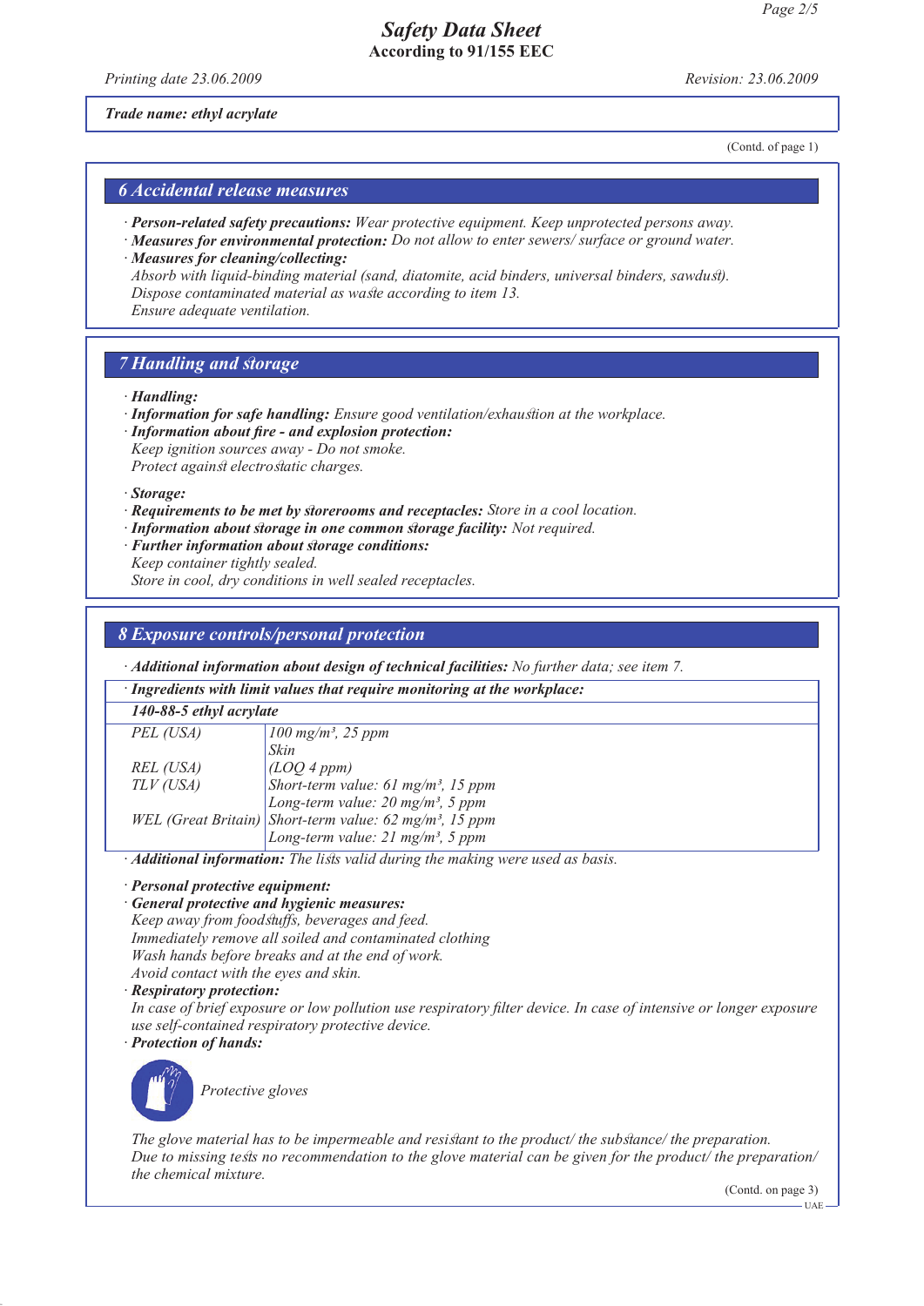**Trade name: ethyl acrylate**

(Contd. of page 1)

## 6 Accidental release measures

· **Person-related safety precautions:** Wear protective equipment. Keep unprotected persons away.
· **Measures for environmental protection:** Do not allow to enter sewers/ surface or ground water.
· **Measures for cleaning/collecting:**
Absorb with liquid-binding material (sand, diatomite, acid binders, universal binders, sawdust).
Dispose contaminated material as waste according to item 13.
Ensure adequate ventilation.

## 7 Handling and storage

· **Handling:**
· **Information for safe handling:** Ensure good ventilation/exhaustion at the workplace.
· **Information about fire - and explosion protection:**
Keep ignition sources away - Do not smoke.
Protect against electrostatic charges.

· **Storage:**
· **Requirements to be met by storerooms and receptacles:** Store in a cool location.
· **Information about storage in one common storage facility:** Not required.
· **Further information about storage conditions:**
Keep container tightly sealed.
Store in cool, dry conditions in well sealed receptacles.

## 8 Exposure controls/personal protection

· **Additional information about design of technical facilities:** No further data; see item 7.

· **Ingredients with limit values that require monitoring at the workplace:**

| **140-88-5 ethyl acrylate** | |
|---|---|
| PEL (USA) | 100 mg/m³, 25 ppm<br>Skin |
| REL (USA) | (LOQ 4 ppm) |
| TLV (USA) | Short-term value: 61 mg/m³, 15 ppm<br>Long-term value: 20 mg/m³, 5 ppm |
| WEL (Great Britain) | Short-term value: 62 mg/m³, 15 ppm<br>Long-term value: 21 mg/m³, 5 ppm |

· **Additional information:** The lists valid during the making were used as basis.

· **Personal protective equipment:**
· **General protective and hygienic measures:**
Keep away from foodstuffs, beverages and feed.
Immediately remove all soiled and contaminated clothing
Wash hands before breaks and at the end of work.
Avoid contact with the eyes and skin.
· **Respiratory protection:**
In case of brief exposure or low pollution use respiratory filter device. In case of intensive or longer exposure use self-contained respiratory protective device.
· **Protection of hands:**

Protective gloves

The glove material has to be impermeable and resistant to the product/ the substance/ the preparation.
Due to missing tests no recommendation to the glove material can be given for the product/ the preparation/ the chemical mixture.

(Contd. on page 3)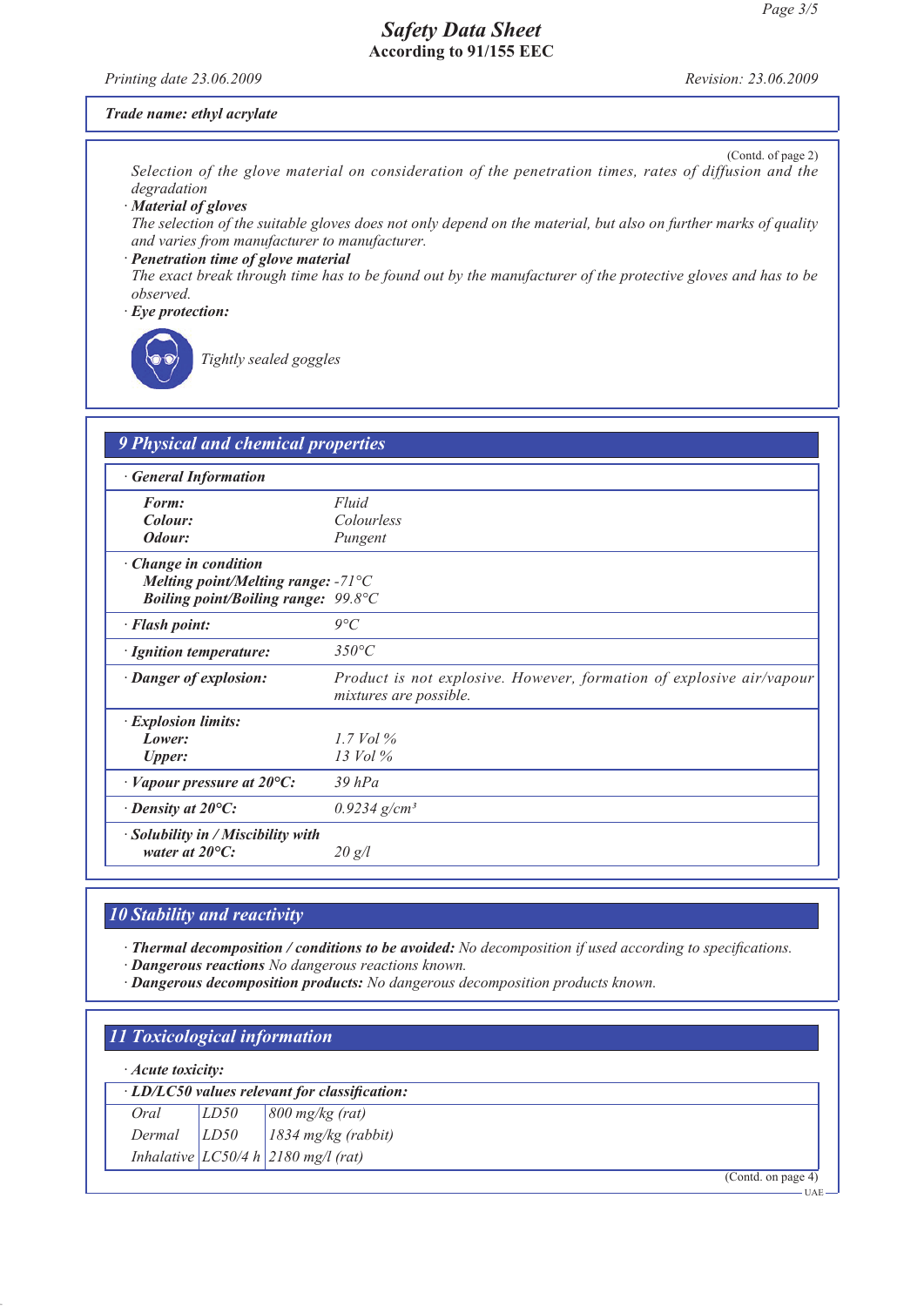Trade name: ethyl acrylate

(Contd. of page 2)

Selection of the glove material on consideration of the penetration times, rates of diffusion and the degradation

· **Material of gloves**

The selection of the suitable gloves does not only depend on the material, but also on further marks of quality and varies from manufacturer to manufacturer.

· **Penetration time of glove material**

The exact break through time has to be found out by the manufacturer of the protective gloves and has to be observed.

· **Eye protection:**

Tightly sealed goggles

## 9 Physical and chemical properties

| · **General Information** | |
|---|---|
| **Form:** | Fluid |
| **Colour:** | Colourless |
| **Odour:** | Pungent |
| · **Change in condition** | |
| **Melting point/Melting range:** | -71°C |
| **Boiling point/Boiling range:** | 99.8°C |
| · **Flash point:** | 9°C |
| · **Ignition temperature:** | 350°C |
| · **Danger of explosion:** | Product is not explosive. However, formation of explosive air/vapour mixtures are possible. |
| · **Explosion limits:** | |
| **Lower:** | 1.7 Vol % |
| **Upper:** | 13 Vol % |
| · **Vapour pressure at 20°C:** | 39 hPa |
| · **Density at 20°C:** | 0.9234 g/cm³ |
| · **Solubility in / Miscibility with water at 20°C:** | 20 g/l |

## 10 Stability and reactivity

· **Thermal decomposition / conditions to be avoided:** No decomposition if used according to specifications.
· **Dangerous reactions** No dangerous reactions known.
· **Dangerous decomposition products:** No dangerous decomposition products known.

## 11 Toxicological information

· **Acute toxicity:**

| · **LD/LC50 values relevant for classification:** | | |
|---|---|---|
| Oral | LD50 | 800 mg/kg (rat) |
| Dermal | LD50 | 1834 mg/kg (rabbit) |
| Inhalative | LC50/4 h | 2180 mg/l (rat) |

(Contd. on page 4)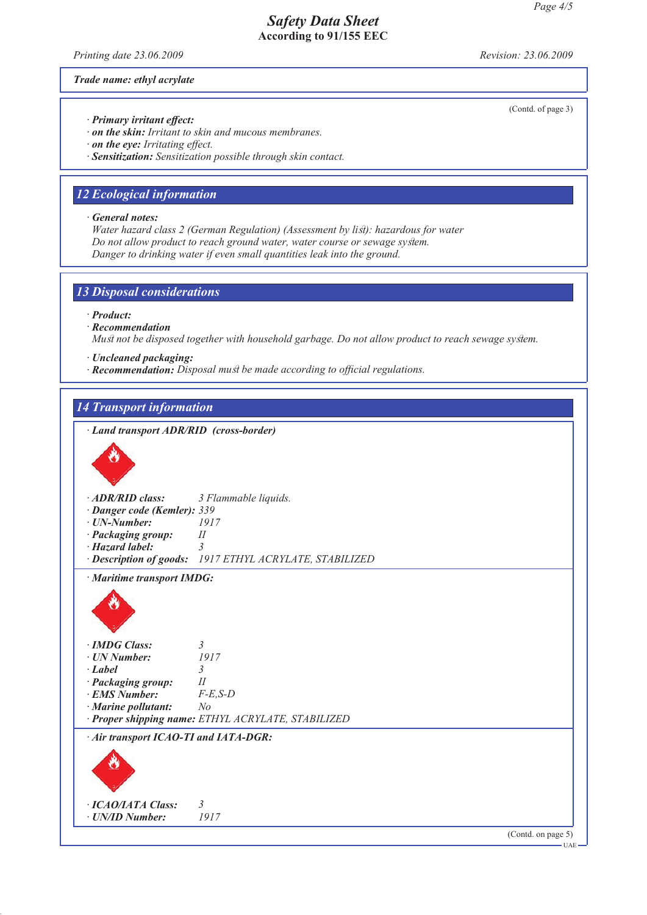**Safety Data Sheet**
**According to 91/155 EEC**

*Printing date 23.06.2009* *Revision: 23.06.2009*

***Trade name: ethyl acrylate***

(Contd. of page 3)

- ***Primary irritant effect:***
- ***on the skin:*** *Irritant to skin and mucous membranes.*
- ***on the eye:*** *Irritating effect.*
- ***Sensitization:*** *Sensitization possible through skin contact.*

## *12 Ecological information*

- ***General notes:***
  *Water hazard class 2 (German Regulation) (Assessment by list): hazardous for water*
  *Do not allow product to reach ground water, water course or sewage system.*
  *Danger to drinking water if even small quantities leak into the ground.*

## *13 Disposal considerations*

- ***Product:***
- ***Recommendation***
  *Must not be disposed together with household garbage. Do not allow product to reach sewage system.*

- ***Uncleaned packaging:***
- ***Recommendation:*** *Disposal must be made according to official regulations.*

## *14 Transport information*

- ***Land transport ADR/RID (cross-border)***

- ***ADR/RID class:*** *3 Flammable liquids.*
- ***Danger code (Kemler):*** *339*
- ***UN-Number:*** *1917*
- ***Packaging group:*** *II*
- ***Hazard label:*** *3*
- ***Description of goods:*** *1917 ETHYL ACRYLATE, STABILIZED*

- ***Maritime transport IMDG:***

- ***IMDG Class:*** *3*
- ***UN Number:*** *1917*
- ***Label*** *3*
- ***Packaging group:*** *II*
- ***EMS Number:*** *F-E,S-D*
- ***Marine pollutant:*** *No*
- ***Proper shipping name:*** *ETHYL ACRYLATE, STABILIZED*

- ***Air transport ICAO-TI and IATA-DGR:***

- ***ICAO/IATA Class:*** *3*
- ***UN/ID Number:*** *1917*

(Contd. on page 5)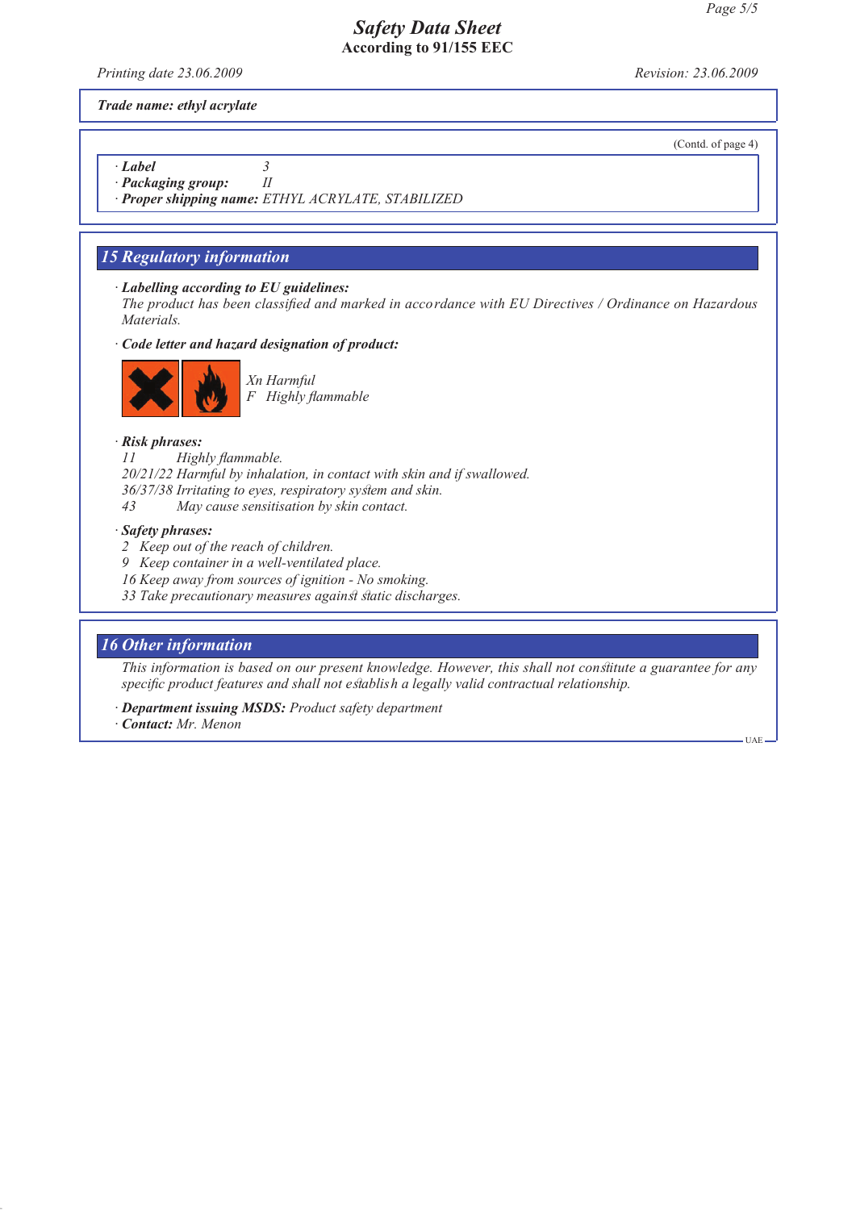Trade name: ethyl acrylate

(Contd. of page 4)

· **Label** 3
· **Packaging group:** II
· **Proper shipping name:** ETHYL ACRYLATE, STABILIZED

## 15 Regulatory information

· **Labelling according to EU guidelines:**
The product has been classified and marked in accordance with EU Directives / Ordinance on Hazardous Materials.

· **Code letter and hazard designation of product:**

Xn Harmful
F Highly flammable

· **Risk phrases:**
11 Highly flammable.
20/21/22 Harmful by inhalation, in contact with skin and if swallowed.
36/37/38 Irritating to eyes, respiratory system and skin.
43 May cause sensitisation by skin contact.

· **Safety phrases:**
2 Keep out of the reach of children.
9 Keep container in a well-ventilated place.
16 Keep away from sources of ignition - No smoking.
33 Take precautionary measures against static discharges.

## 16 Other information

This information is based on our present knowledge. However, this shall not constitute a guarantee for any specific product features and shall not establish a legally valid contractual relationship.

· **Department issuing MSDS:** Product safety department
· **Contact:** Mr. Menon

UAE